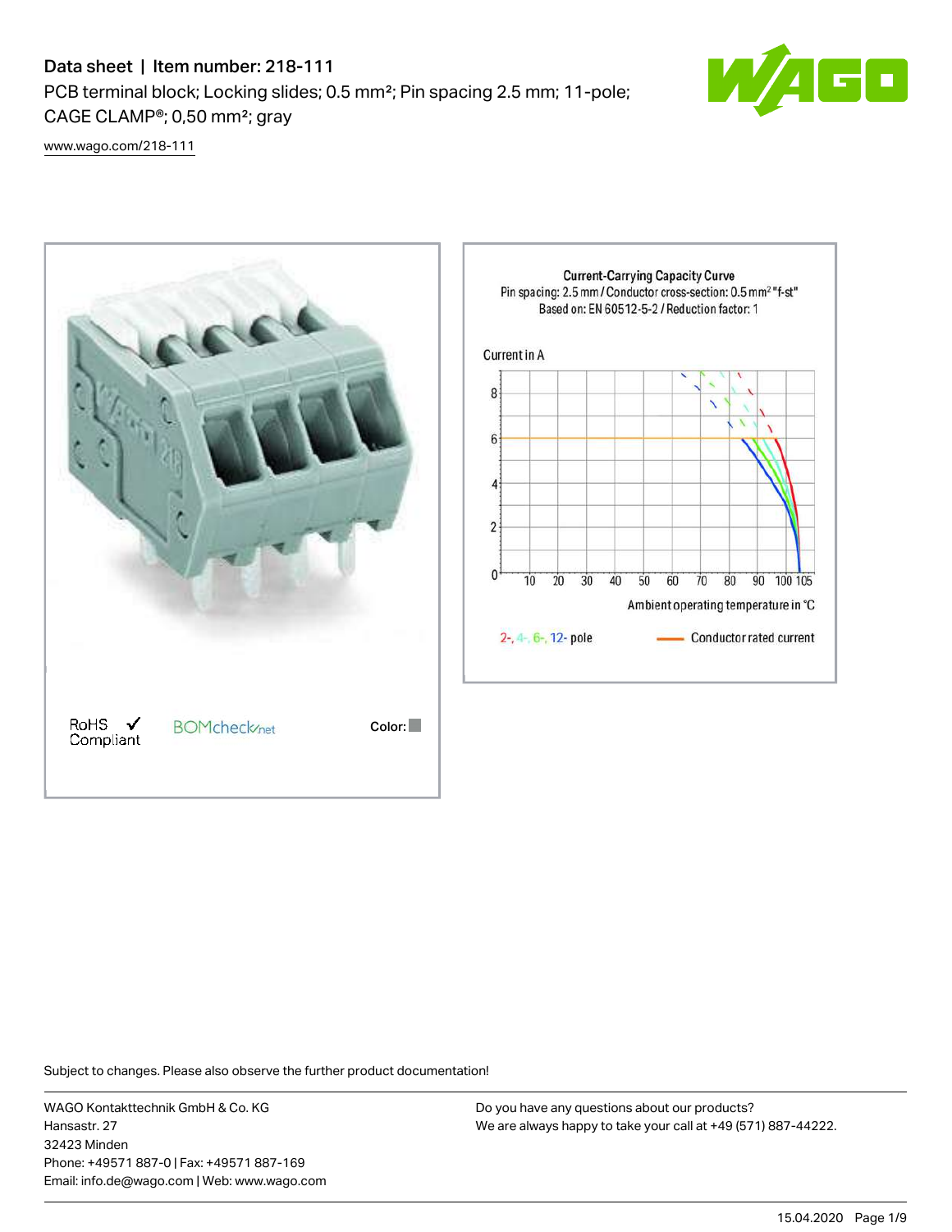# Data sheet | Item number: 218-111

PCB terminal block; Locking slides; 0.5 mm²; Pin spacing 2.5 mm; 11-pole; CAGE CLAMP®; 0,50 mm²; gray

www.wago.com/218-111

RoHS ✓ Compliant

BOMcheck.net

Color:

**Current-Carrying Capacity Curve**
Pin spacing: 2.5 mm / Conductor cross-section: 0.5 mm² "f-st"
Based on: EN 60512-5-2 / Reduction factor: 1

Current in A

Ambient operating temperature in °C

2-, 4-, 6-, 12- pole

Conductor rated current

Subject to changes. Please also observe the further product documentation!

WAGO Kontakttechnik GmbH & Co. KG
Hansastr. 27
32423 Minden
Phone: +49571 887-0 | Fax: +49571 887-169
Email: info.de@wago.com | Web: www.wago.com

Do you have any questions about our products?
We are always happy to take your call at +49 (571) 887-44222.

15.04.2020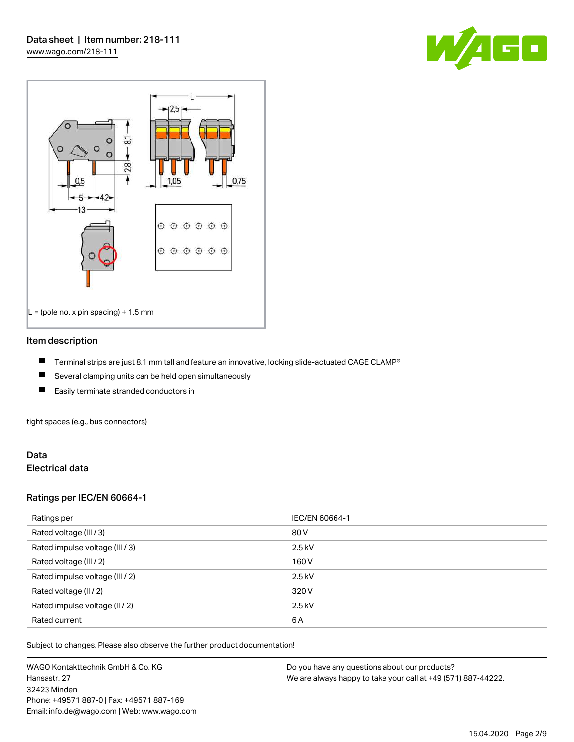L = (pole no. x pin spacing) + 1.5 mm

## Item description

- Terminal strips are just 8.1 mm tall and feature an innovative, locking slide-actuated CAGE CLAMP®
- Several clamping units can be held open simultaneously
- Easily terminate stranded conductors in

tight spaces (e.g., bus connectors)

## Data

### Electrical data

#### Ratings per IEC/EN 60664-1

| Ratings per | IEC/EN 60664-1 |
| --- | --- |
| Rated voltage (III / 3) | 80 V |
| Rated impulse voltage (III / 3) | 2.5 kV |
| Rated voltage (III / 2) | 160 V |
| Rated impulse voltage (III / 2) | 2.5 kV |
| Rated voltage (II / 2) | 320 V |
| Rated impulse voltage (II / 2) | 2.5 kV |
| Rated current | 6 A |

Subject to changes. Please also observe the further product documentation!

WAGO Kontakttechnik GmbH & Co. KG
Hansastr. 27
32423 Minden
Phone: +49571 887-0 | Fax: +49571 887-169
Email: info.de@wago.com | Web: www.wago.com

Do you have any questions about our products?
We are always happy to take your call at +49 (571) 887-44222.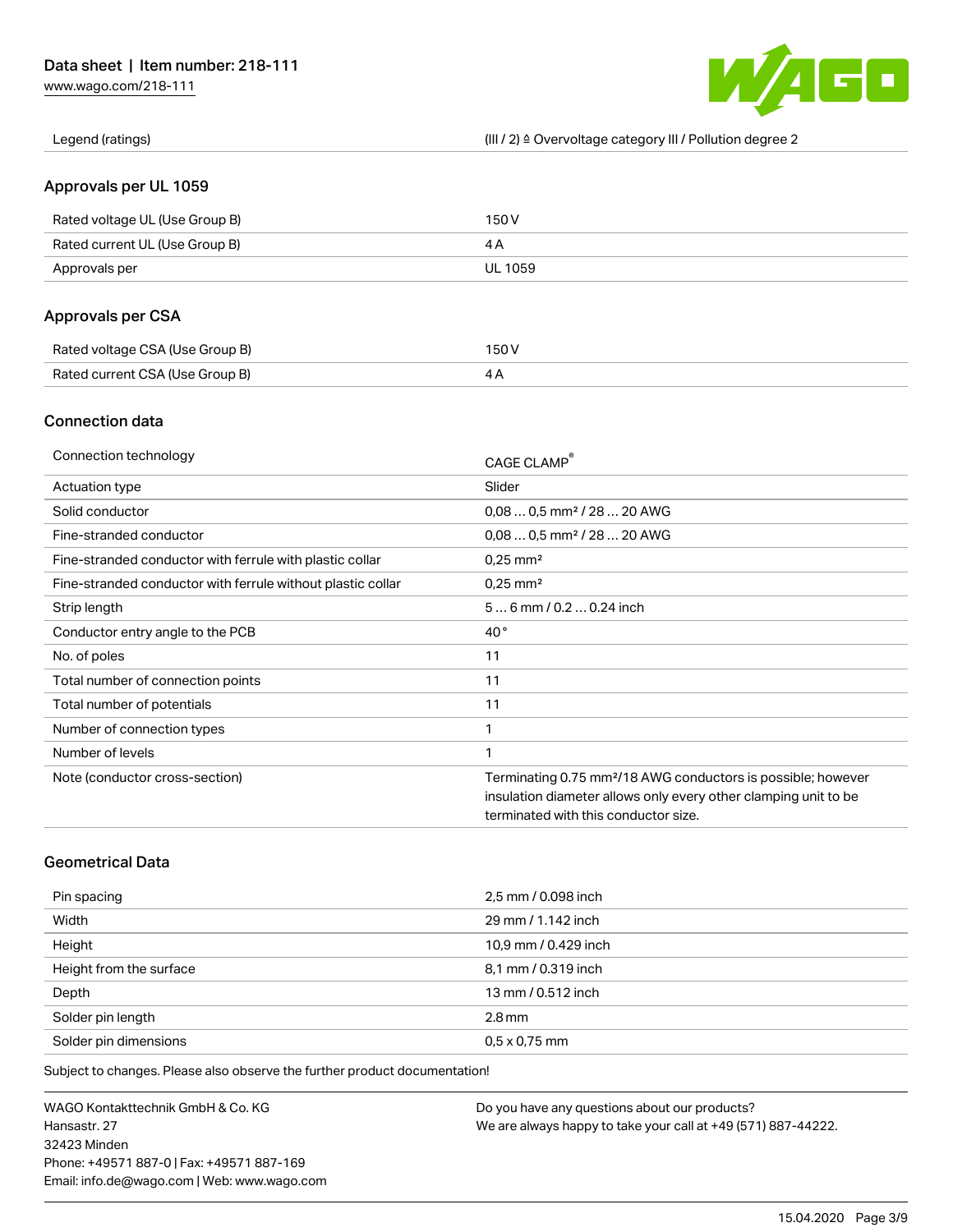| Legend (ratings) | (III / 2) ≙ Overvoltage category III / Pollution degree 2 |
| --- | --- |

## Approvals per UL 1059

| Rated voltage UL (Use Group B) | 150 V |
| --- | --- |
| Rated current UL (Use Group B) | 4 A |
| Approvals per | UL 1059 |

## Approvals per CSA

| Rated voltage CSA (Use Group B) | 150 V |
| --- | --- |
| Rated current CSA (Use Group B) | 4 A |

## Connection data

| Connection technology | CAGE CLAMP® |
| --- | --- |
| Actuation type | Slider |
| Solid conductor | 0,08 … 0,5 mm² / 28 … 20 AWG |
| Fine-stranded conductor | 0,08 … 0,5 mm² / 28 … 20 AWG |
| Fine-stranded conductor with ferrule with plastic collar | 0,25 mm² |
| Fine-stranded conductor with ferrule without plastic collar | 0,25 mm² |
| Strip length | 5 … 6 mm / 0.2 … 0.24 inch |
| Conductor entry angle to the PCB | 40 ° |
| No. of poles | 11 |
| Total number of connection points | 11 |
| Total number of potentials | 11 |
| Number of connection types | 1 |
| Number of levels | 1 |
| Note (conductor cross-section) | Terminating 0.75 mm²/18 AWG conductors is possible; however insulation diameter allows only every other clamping unit to be terminated with this conductor size. |

## Geometrical Data

| Pin spacing | 2,5 mm / 0.098 inch |
| --- | --- |
| Width | 29 mm / 1.142 inch |
| Height | 10,9 mm / 0.429 inch |
| Height from the surface | 8,1 mm / 0.319 inch |
| Depth | 13 mm / 0.512 inch |
| Solder pin length | 2.8 mm |
| Solder pin dimensions | 0,5 x 0,75 mm |

Subject to changes. Please also observe the further product documentation!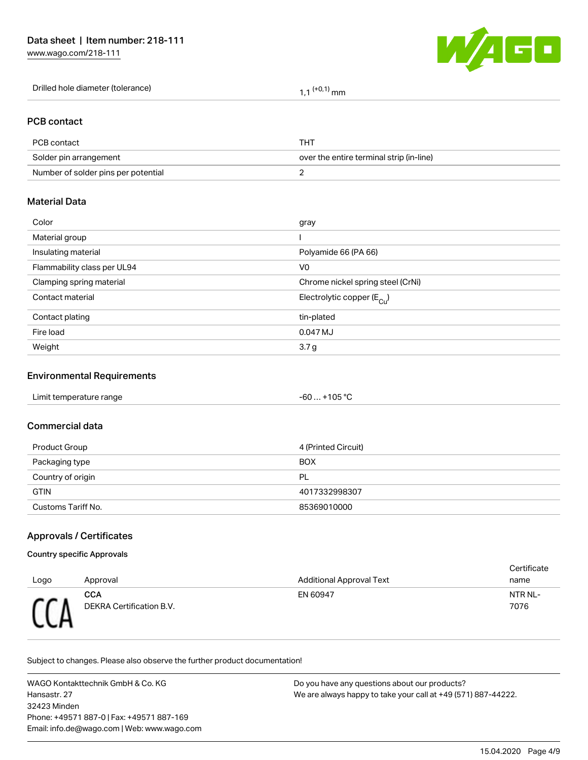| Drilled hole diameter (tolerance) | 1,1 $^{(+0,1)}$ mm |
| --- | --- |

## PCB contact

| PCB contact | THT |
| --- | --- |
| Solder pin arrangement | over the entire terminal strip (in-line) |
| Number of solder pins per potential | 2 |

## Material Data

| Color | gray |
| --- | --- |
| Material group | I |
| Insulating material | Polyamide 66 (PA 66) |
| Flammability class per UL94 | V0 |
| Clamping spring material | Chrome nickel spring steel (CrNi) |
| Contact material | Electrolytic copper ($E_{Cu}$) |
| Contact plating | tin-plated |
| Fire load | 0.047 MJ |
| Weight | 3.7 g |

## Environmental Requirements

| Limit temperature range | -60 … +105 °C |
| --- | --- |

## Commercial data

| Product Group | 4 (Printed Circuit) |
| --- | --- |
| Packaging type | BOX |
| Country of origin | PL |
| GTIN | 4017332998307 |
| Customs Tariff No. | 85369010000 |

## Approvals / Certificates

### Country specific Approvals

| Logo | Approval | Additional Approval Text | Certificate name |
| --- | --- | --- | --- |
| CCA | **CCA** DEKRA Certification B.V. | EN 60947 | NTR NL-7076 |

Subject to changes. Please also observe the further product documentation!

WAGO Kontakttechnik GmbH & Co. KG
Hansastr. 27
32423 Minden
Phone: +49571 887-0 | Fax: +49571 887-169
Email: info.de@wago.com | Web: www.wago.com

Do you have any questions about our products?
We are always happy to take your call at +49 (571) 887-44222.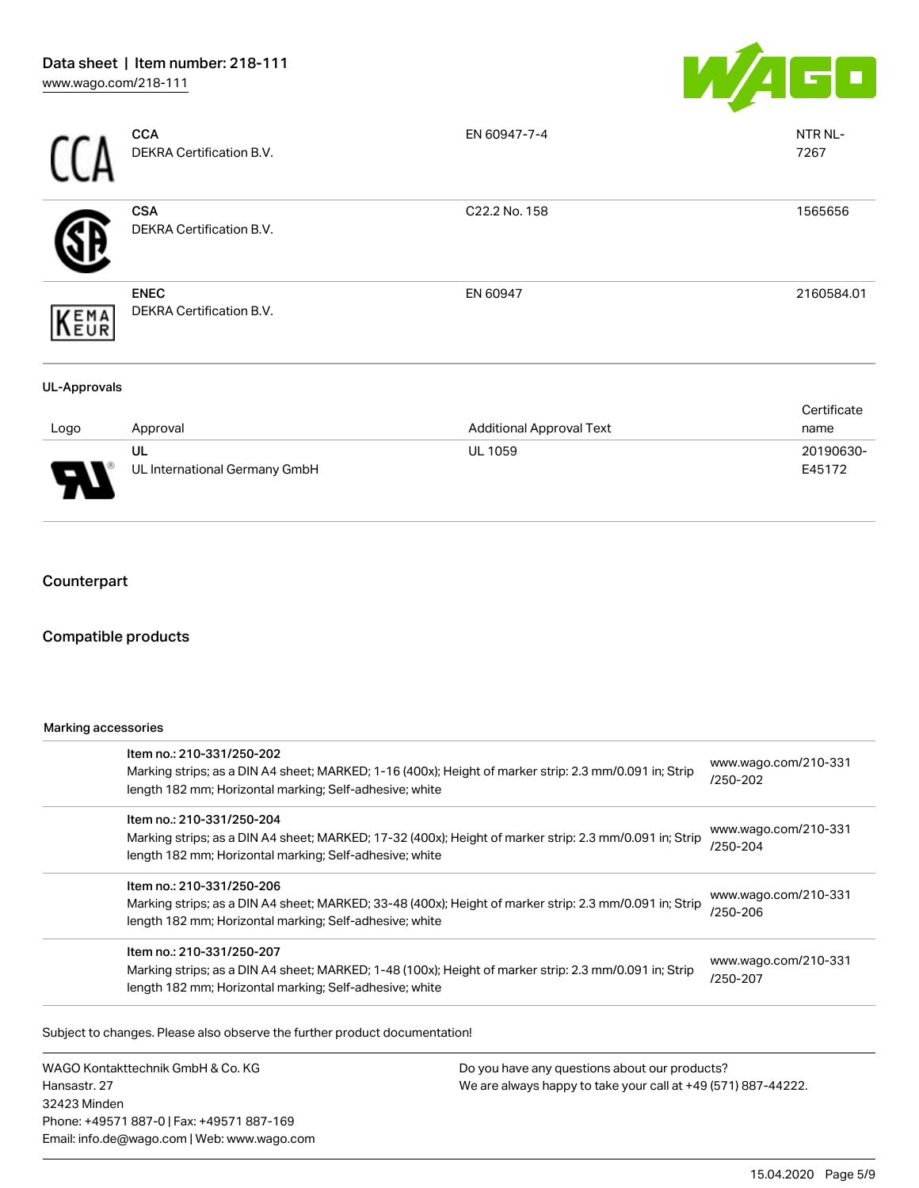| Logo | Approval | Additional Approval Text | Certificate name |
|---|---|---|---|
| CCA | **CCA**<br>DEKRA Certification B.V. | EN 60947-7-4 | NTR NL-7267 |
| | **CSA**<br>DEKRA Certification B.V. | C22.2 No. 158 | 1565656 |
| KEMA EUR | **ENEC**<br>DEKRA Certification B.V. | EN 60947 | 2160584.01 |

**UL-Approvals**

| Logo | Approval | Additional Approval Text | Certificate name |
|---|---|---|---|
| | UL<br>UL International Germany GmbH | UL 1059 | 20190630-E45172 |

## Counterpart

## Compatible products

**Marking accessories**

| | Item | Link |
|---|---|---|
| | Item no.: 210-331/250-202<br>Marking strips; as a DIN A4 sheet; MARKED; 1-16 (400x); Height of marker strip: 2.3 mm/0.091 in; Strip length 182 mm; Horizontal marking; Self-adhesive; white | www.wago.com/210-331/250-202 |
| | Item no.: 210-331/250-204<br>Marking strips; as a DIN A4 sheet; MARKED; 17-32 (400x); Height of marker strip: 2.3 mm/0.091 in; Strip length 182 mm; Horizontal marking; Self-adhesive; white | www.wago.com/210-331/250-204 |
| | Item no.: 210-331/250-206<br>Marking strips; as a DIN A4 sheet; MARKED; 33-48 (400x); Height of marker strip: 2.3 mm/0.091 in; Strip length 182 mm; Horizontal marking; Self-adhesive; white | www.wago.com/210-331/250-206 |
| | Item no.: 210-331/250-207<br>Marking strips; as a DIN A4 sheet; MARKED; 1-48 (100x); Height of marker strip: 2.3 mm/0.091 in; Strip length 182 mm; Horizontal marking; Self-adhesive; white | www.wago.com/210-331/250-207 |

Subject to changes. Please also observe the further product documentation!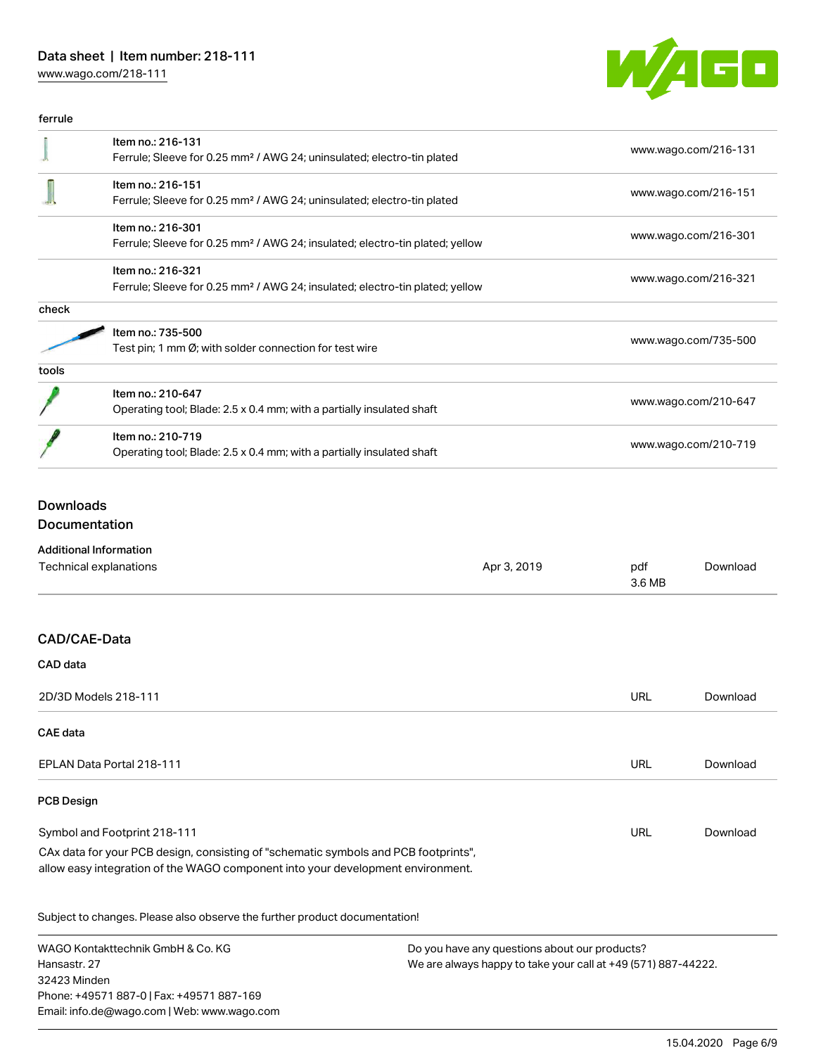### ferrule

| | | |
|---|---|---|
| | Item no.: 216-131<br>Ferrule; Sleeve for 0.25 mm² / AWG 24; uninsulated; electro-tin plated | www.wago.com/216-131 |
| | Item no.: 216-151<br>Ferrule; Sleeve for 0.25 mm² / AWG 24; uninsulated; electro-tin plated | www.wago.com/216-151 |
| | Item no.: 216-301<br>Ferrule; Sleeve for 0.25 mm² / AWG 24; insulated; electro-tin plated; yellow | www.wago.com/216-301 |
| | Item no.: 216-321<br>Ferrule; Sleeve for 0.25 mm² / AWG 24; insulated; electro-tin plated; yellow | www.wago.com/216-321 |

### check

| | | |
|---|---|---|
| | Item no.: 735-500<br>Test pin; 1 mm Ø; with solder connection for test wire | www.wago.com/735-500 |

### tools

| | | |
|---|---|---|
| | Item no.: 210-647<br>Operating tool; Blade: 2.5 x 0.4 mm; with a partially insulated shaft | www.wago.com/210-647 |
| | Item no.: 210-719<br>Operating tool; Blade: 2.5 x 0.4 mm; with a partially insulated shaft | www.wago.com/210-719 |

## Downloads

## Documentation

### Additional Information

| | | | |
|---|---|---|---|
| Technical explanations | Apr 3, 2019 | pdf<br>3.6 MB | Download |

## CAD/CAE-Data

### CAD data

| | | |
|---|---|---|
| 2D/3D Models 218-111 | URL | Download |

### CAE data

| | | |
|---|---|---|
| EPLAN Data Portal 218-111 | URL | Download |

### PCB Design

| | | |
|---|---|---|
| Symbol and Footprint 218-111 | URL | Download |

CAx data for your PCB design, consisting of "schematic symbols and PCB footprints", allow easy integration of the WAGO component into your development environment.

Subject to changes. Please also observe the further product documentation!

WAGO Kontakttechnik GmbH & Co. KG
Hansastr. 27
32423 Minden
Phone: +49571 887-0 | Fax: +49571 887-169
Email: info.de@wago.com | Web: www.wago.com

Do you have any questions about our products?
We are always happy to take your call at +49 (571) 887-44222.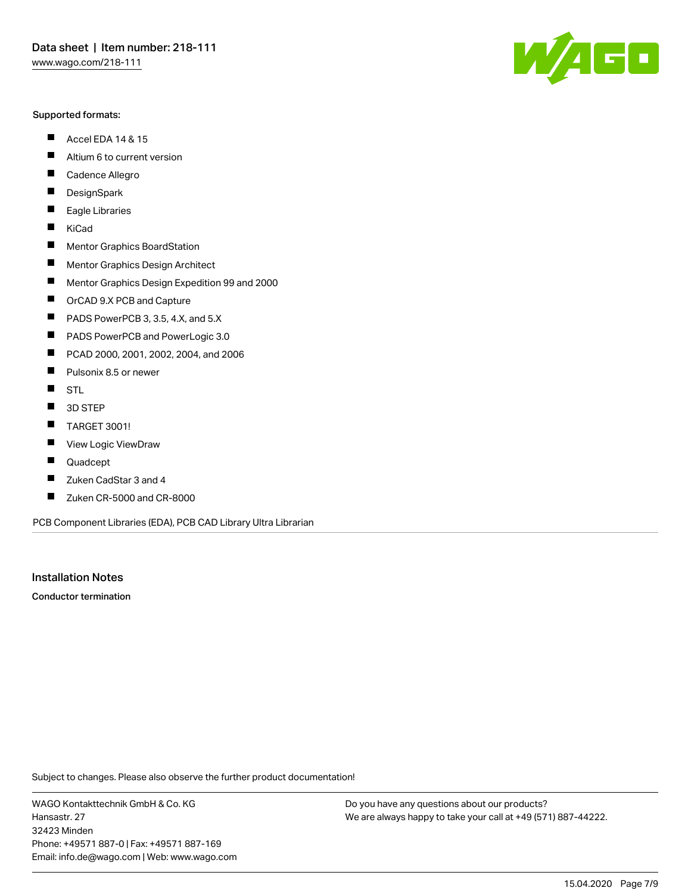Supported formats:

- Accel EDA 14 & 15
- Altium 6 to current version
- Cadence Allegro
- DesignSpark
- Eagle Libraries
- KiCad
- Mentor Graphics BoardStation
- Mentor Graphics Design Architect
- Mentor Graphics Design Expedition 99 and 2000
- OrCAD 9.X PCB and Capture
- PADS PowerPCB 3, 3.5, 4.X, and 5.X
- PADS PowerPCB and PowerLogic 3.0
- PCAD 2000, 2001, 2002, 2004, and 2006
- Pulsonix 8.5 or newer
- STL
- 3D STEP
- TARGET 3001!
- View Logic ViewDraw
- Quadcept
- Zuken CadStar 3 and 4
- Zuken CR-5000 and CR-8000

PCB Component Libraries (EDA), PCB CAD Library Ultra Librarian

## Installation Notes

**Conductor termination**

Subject to changes. Please also observe the further product documentation!

WAGO Kontakttechnik GmbH & Co. KG
Hansastr. 27
32423 Minden
Phone: +49571 887-0 | Fax: +49571 887-169
Email: info.de@wago.com | Web: www.wago.com

Do you have any questions about our products?
We are always happy to take your call at +49 (571) 887-44222.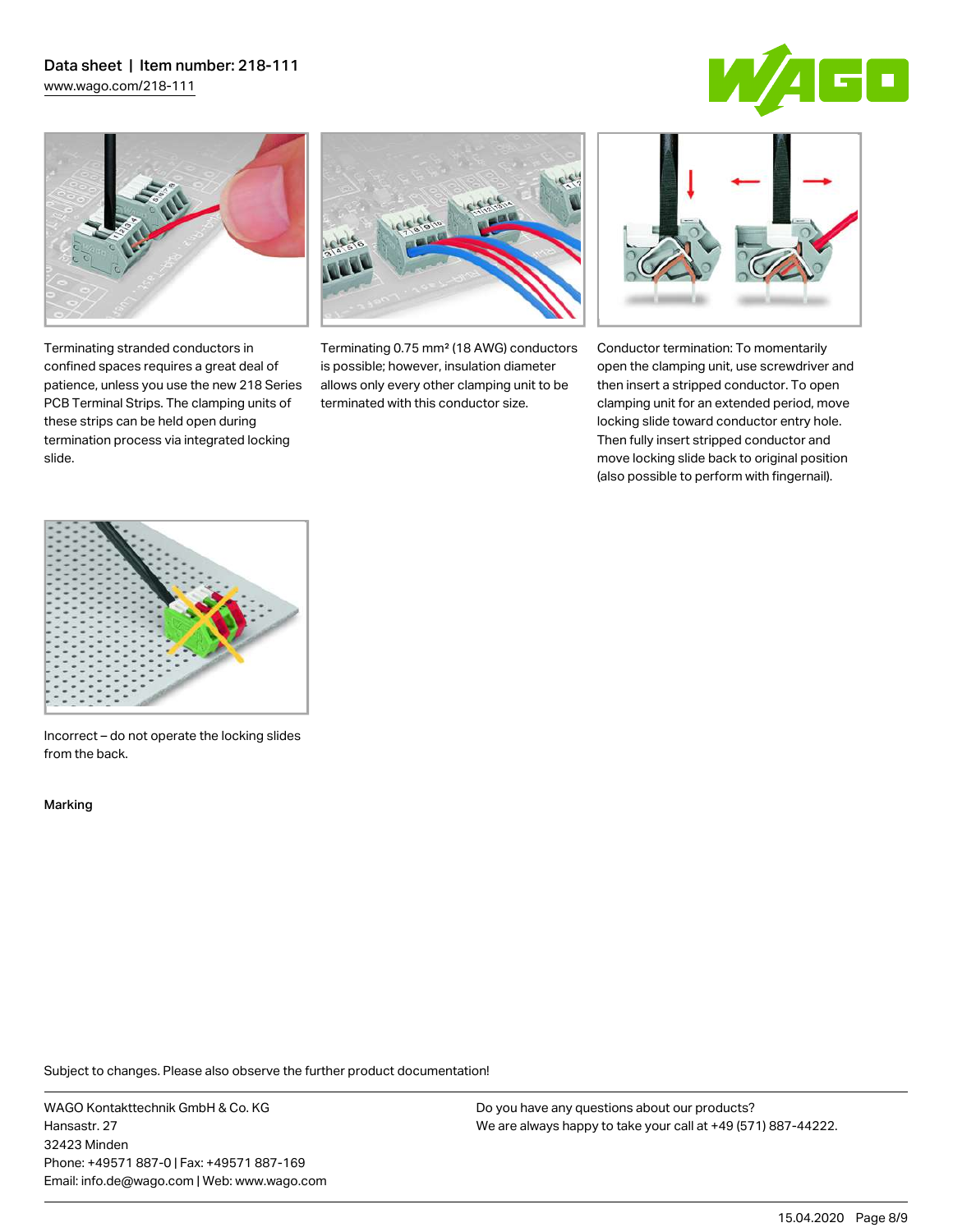Terminating stranded conductors in confined spaces requires a great deal of patience, unless you use the new 218 Series PCB Terminal Strips. The clamping units of these strips can be held open during termination process via integrated locking slide.

Terminating 0.75 mm² (18 AWG) conductors is possible; however, insulation diameter allows only every other clamping unit to be terminated with this conductor size.

Conductor termination: To momentarily open the clamping unit, use screwdriver and then insert a stripped conductor. To open clamping unit for an extended period, move locking slide toward conductor entry hole. Then fully insert stripped conductor and move locking slide back to original position (also possible to perform with fingernail).

Incorrect – do not operate the locking slides from the back.

Marking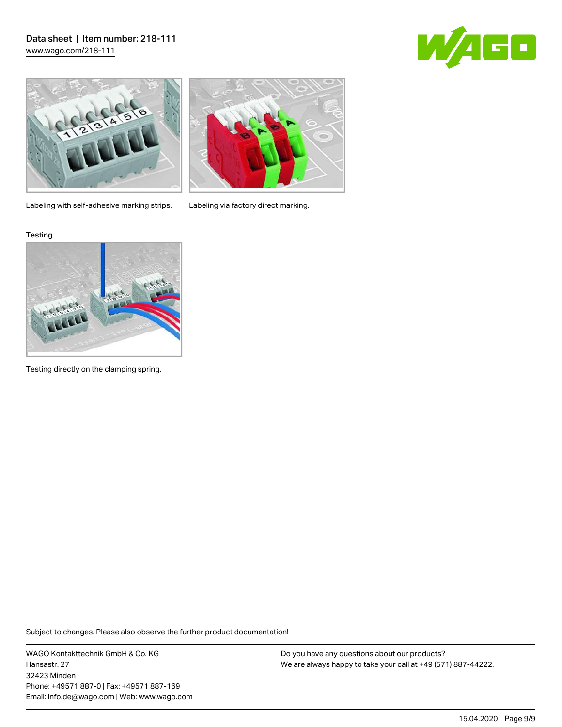Labeling with self-adhesive marking strips.

Labeling via factory direct marking.

## Testing

Testing directly on the clamping spring.

Subject to changes. Please also observe the further product documentation!

WAGO Kontakttechnik GmbH & Co. KG
Hansastr. 27
32423 Minden
Phone: +49571 887-0 | Fax: +49571 887-169
Email: info.de@wago.com | Web: www.wago.com

Do you have any questions about our products?
We are always happy to take your call at +49 (571) 887-44222.